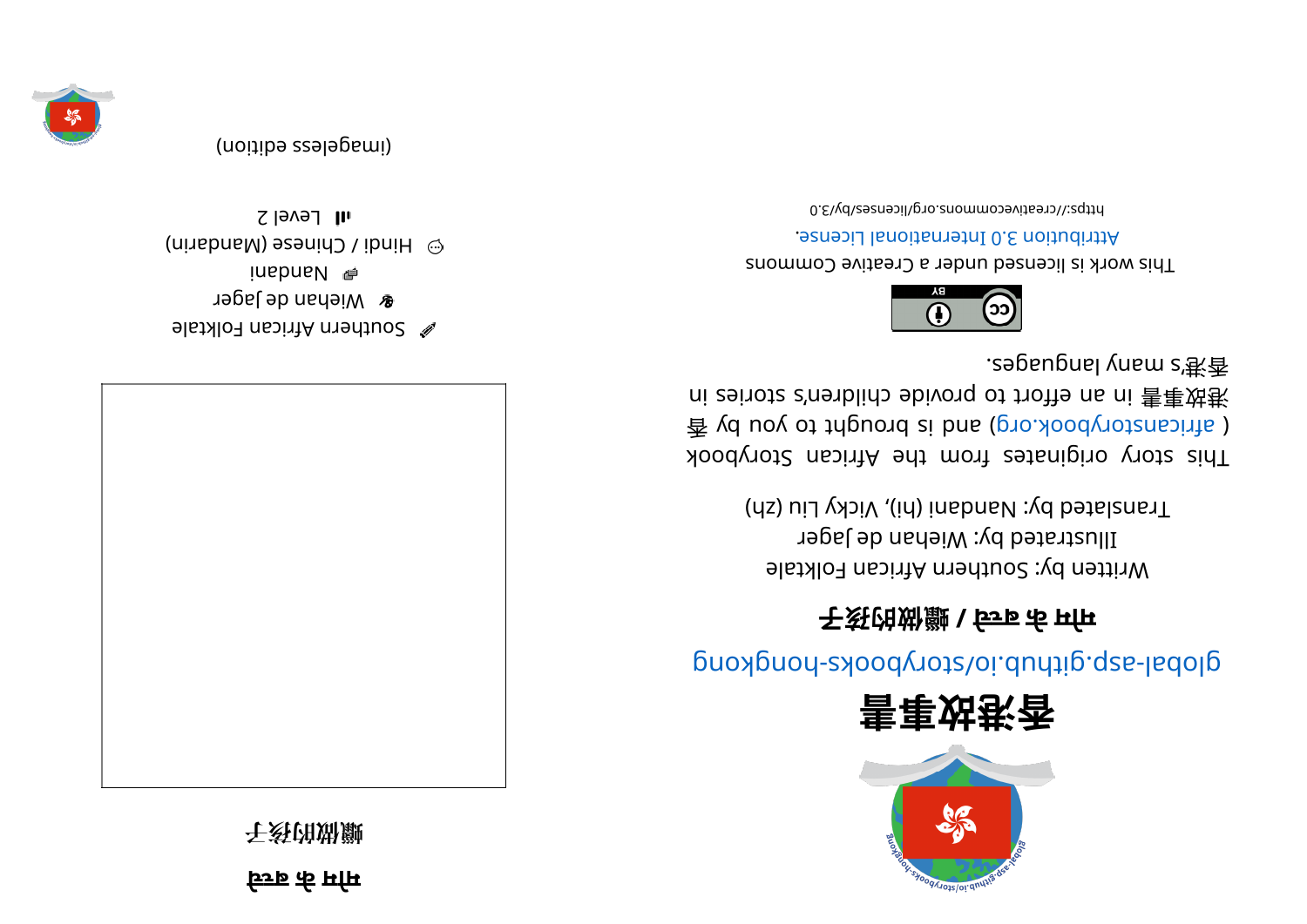# 香港故事書

global-asp.github.io/storybooks-hongkong

## मन्त्र के बच्चे / 孀妝的孩子

Written by: Southern African Folktale

Illustrated by: Wiehan de Jager

Translated by: Nandani (hi), Vicky Liu (zh)

This story originates from the African Storybook ( africanstorybook.org ) and is brought to you by 香港故事書 in an effort to provide children's stories in 香港's many languages.

This work is licensed under a Creative Commons Attribution 3.0 International License.

https://creativecommons.org/licenses/by/3.0

# मन्त्र के बच्चे

# 孀妝的孩子

Southern African Folktale

Wiehan de Jager

Nandani

Hindi / Chinese (Mandarin)

Level 2

(imageless edition)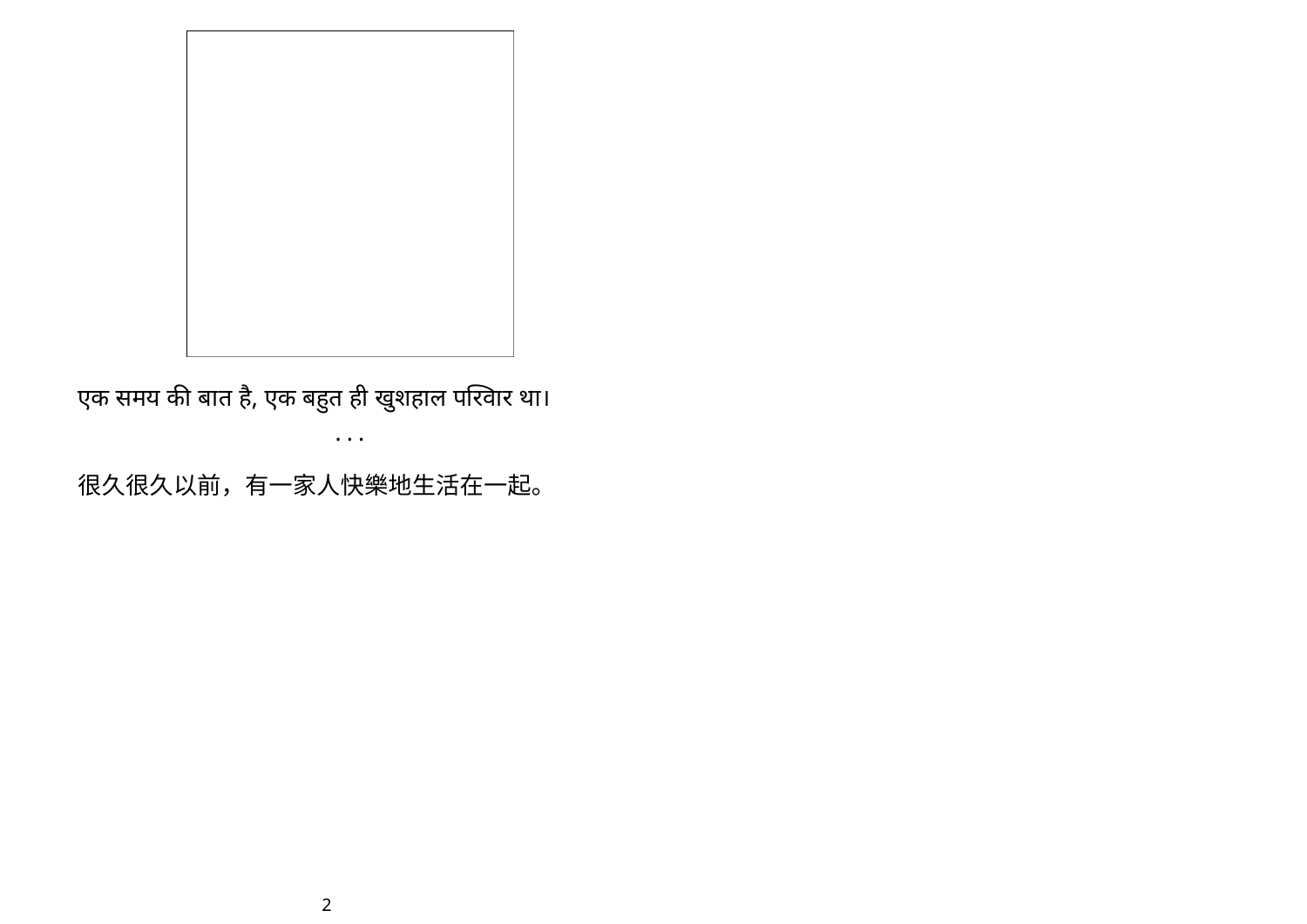एक समय की बात है, एक बहुत ही खुशहाल परिवार था।

. . .

很久很久以前，有一家人快樂地生活在一起。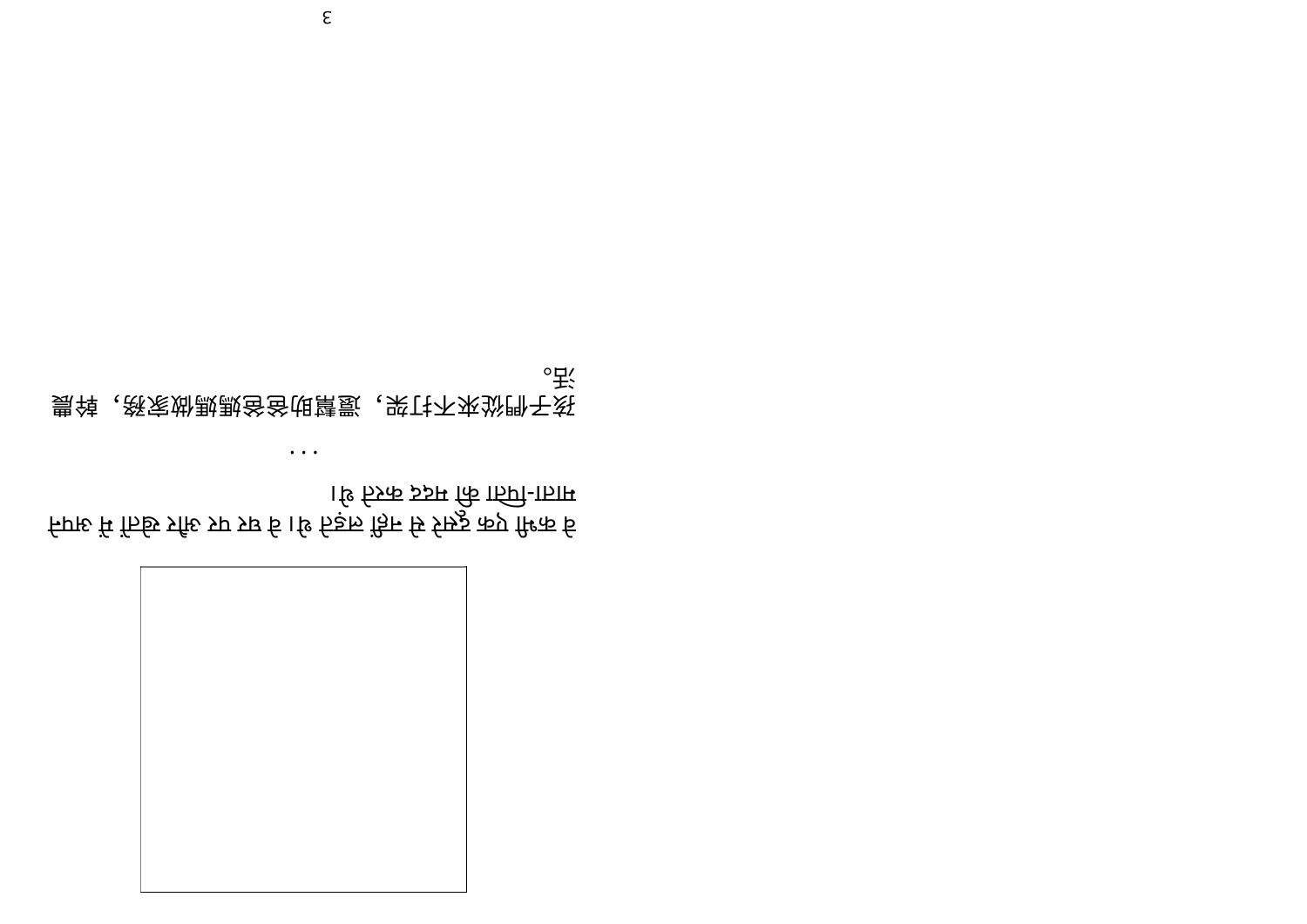वे कभी आपस में झगड़ते नहीं हैं। वे घर पर और खेतों में माता-पिता की मदद करते हैं।

...

孩子們從來不打架，還幫助爸爸媽媽做家務，幹農活。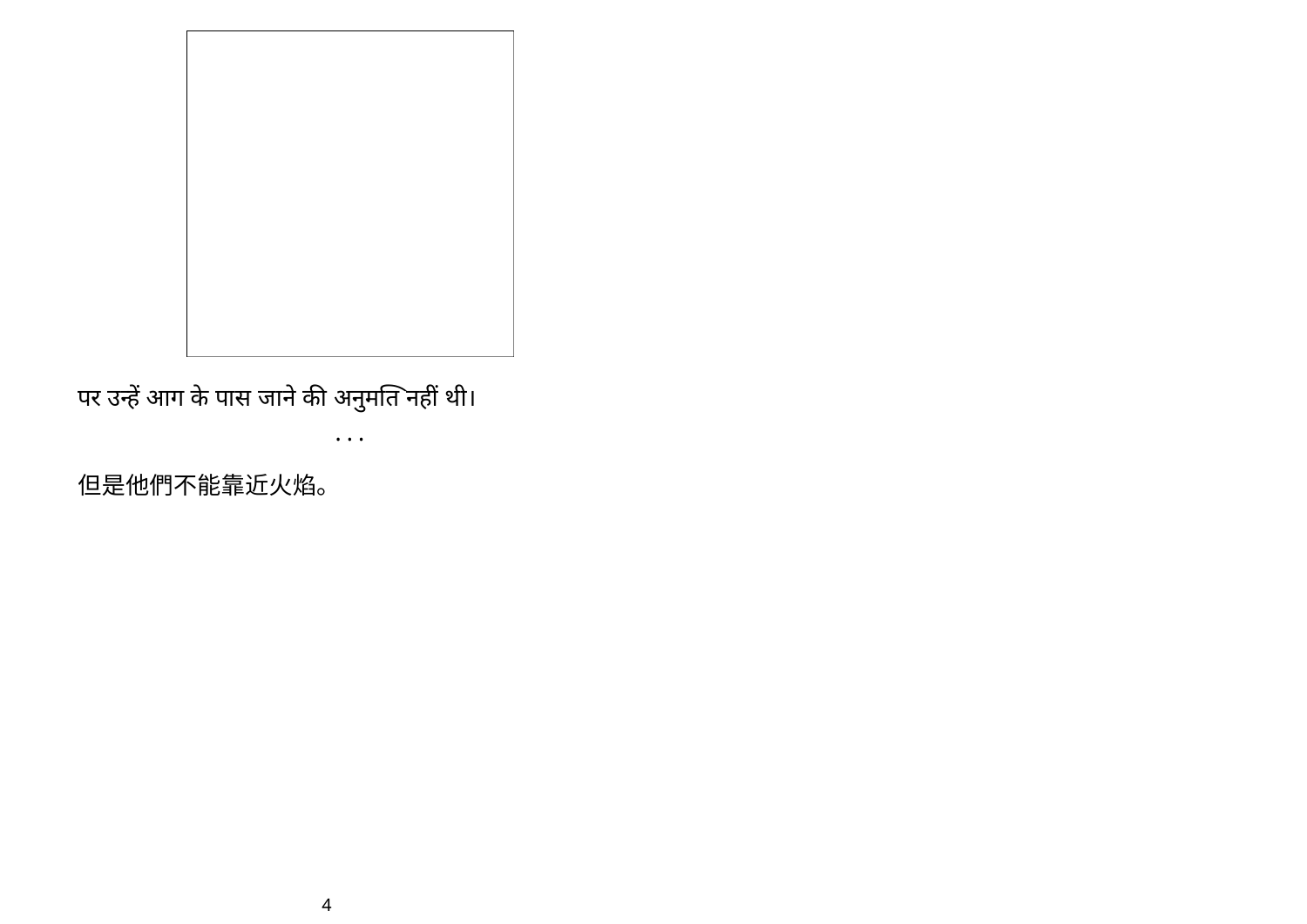पर उन्हें आग के पास जाने की अनुमति नहीं थी।

. . .

但是他們不能靠近火焰。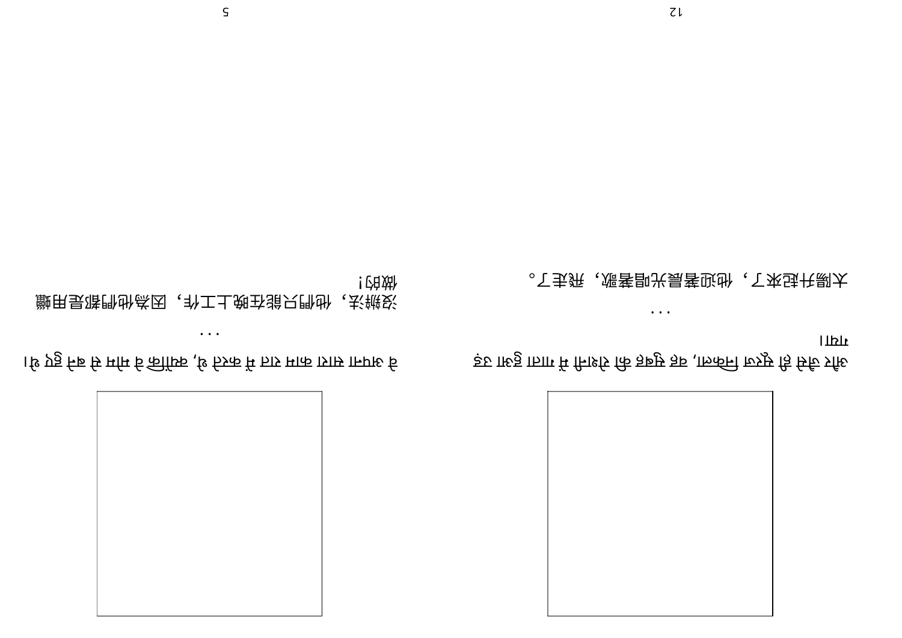जैसे ही सूरज निकला, वह सुबह की रोशनी में गाते हुए उड़ गया!

. . .

太陽升起來了，他迎著晨光唱著歌，飛走了。

वे अपना सारा काम रात में करते थे, क्योंकि वे मोम के बने थे!

. . .

沒辦法，他們只能在晚上工作，因為他們都是用蠟做的!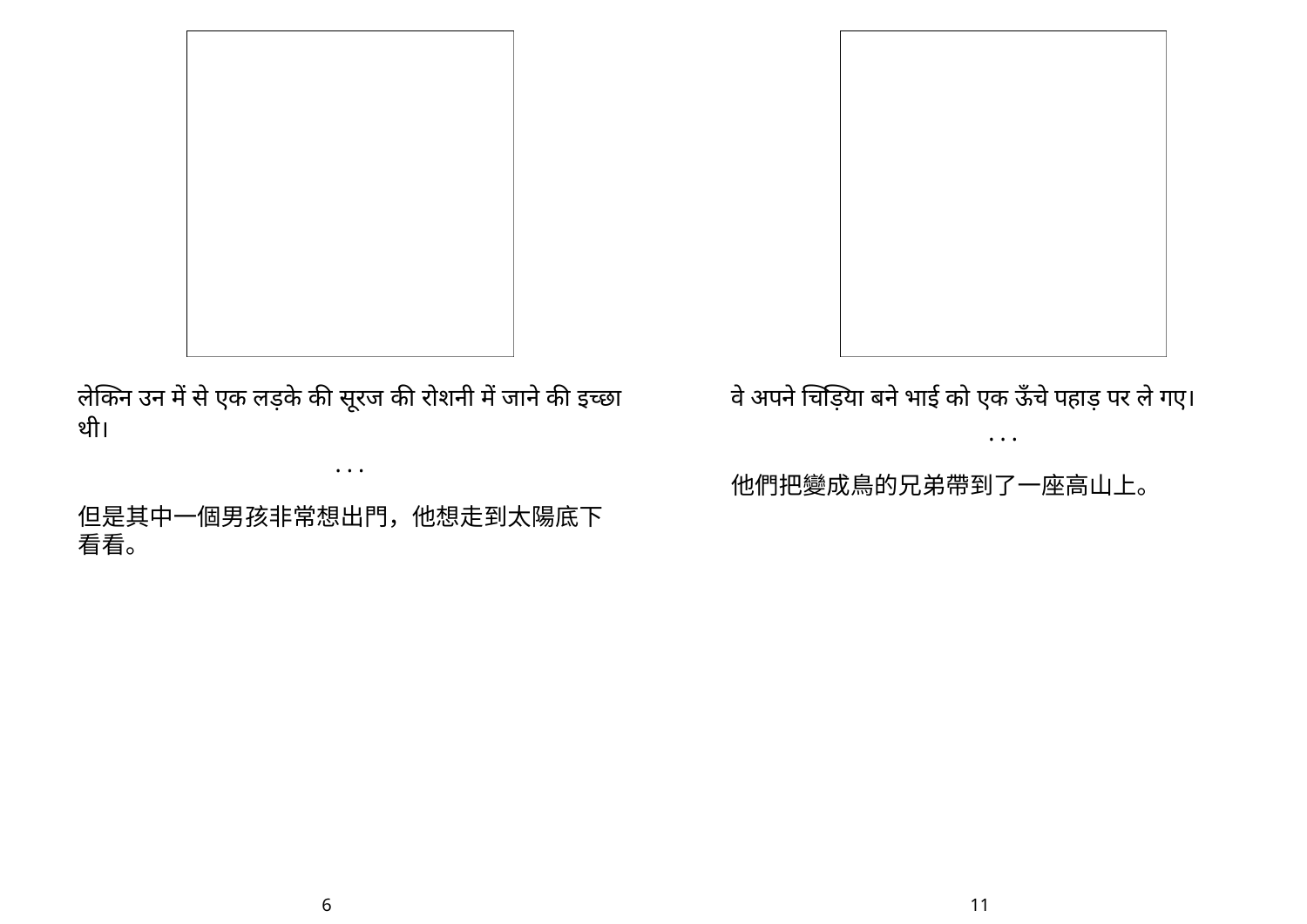लेकिन उन में से एक लड़के की सूरज की रोशनी में जाने की इच्छा थी।

. . .

但是其中一個男孩非常想出門，他想走到太陽底下看看。

वे अपने चिड़िया बने भाई को एक ऊँचे पहाड़ पर ले गए।

. . .

他們把變成鳥的兄弟帶到了一座高山上。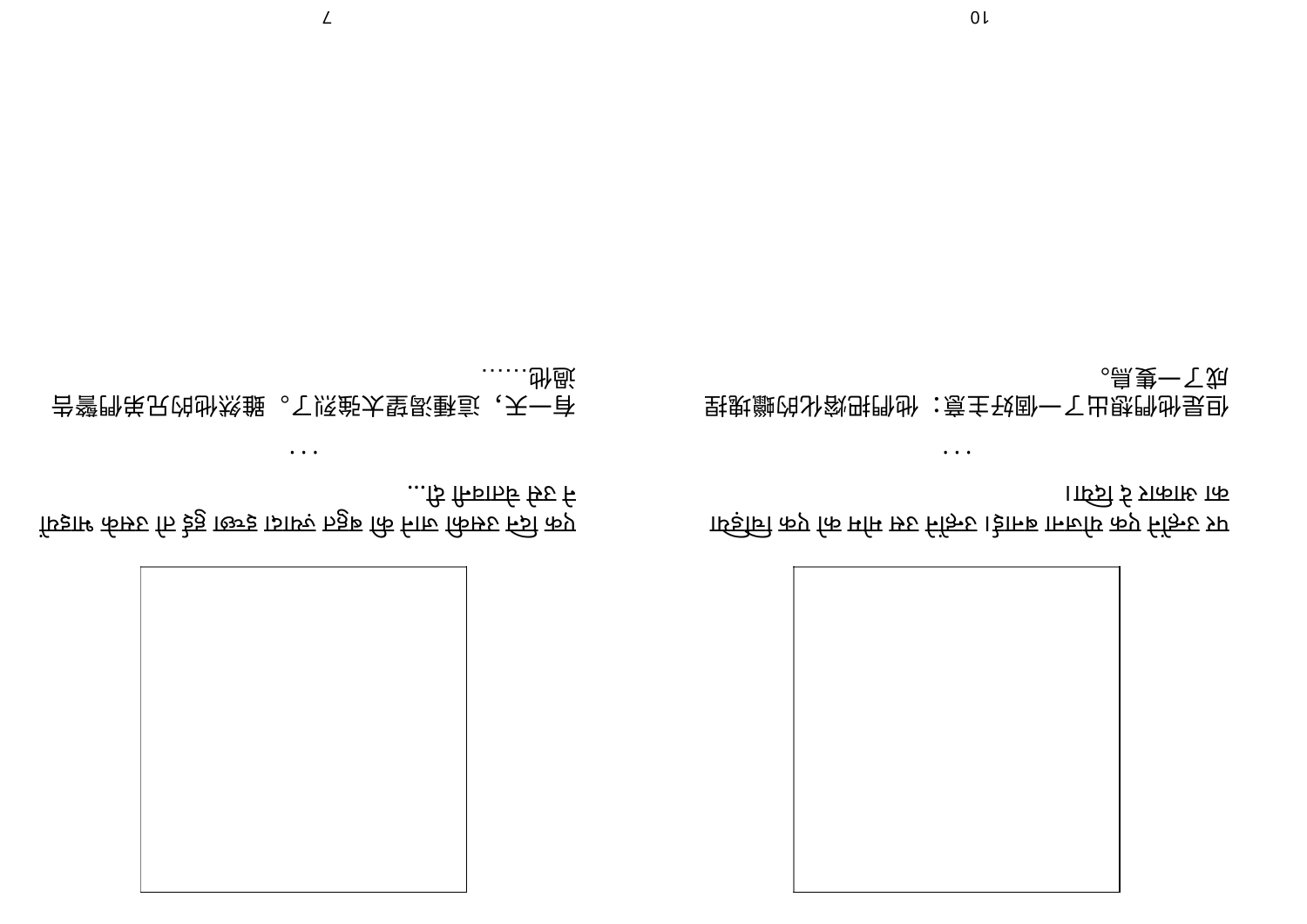पर उन्होंने एक चालाक योजना बनाई। उन्होंने पिघले मोम को एक चिड़िया का आकार दे दिया।

...

但是他們想出了一個好主意：他們把熔化的蠟塊捏成了一隻鳥。

एक दिन उसकी यह लालसा बहुत प्रबल हो गई। हालाँकि उसके भाइयों ने उसे चेतावनी दी थी...

...

有一天，這種渴望太強烈了。雖然他的兄弟們警告過他……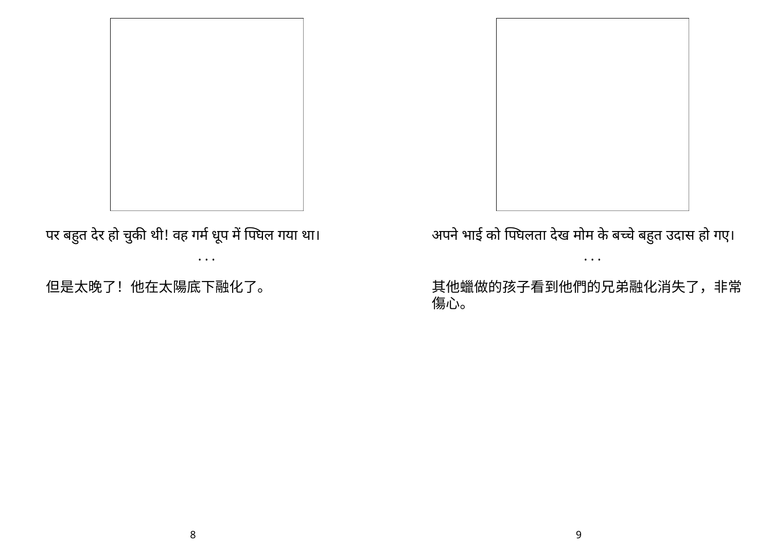पर बहुत देर हो चुकी थी! वह गर्म धूप में पिघल गया था।

...

但是太晚了！他在太陽底下融化了。

अपने भाई को पिघलता देख मोम के बच्चे बहुत उदास हो गए।

...

其他蠟做的孩子看到他們的兄弟融化消失了，非常傷心。